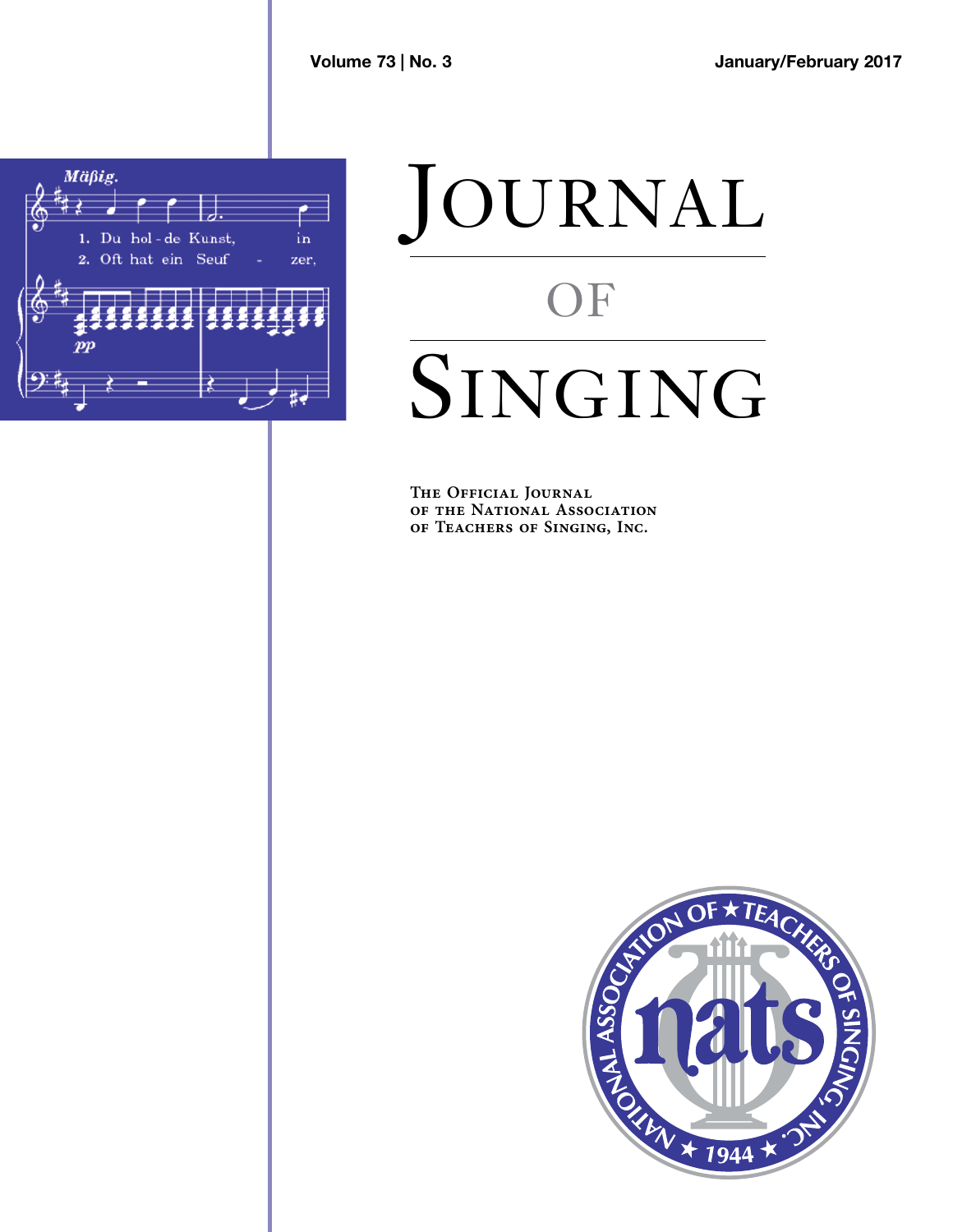Volume 73 | No. 3

January/February 2017

# Journal of Singing

The Official Journal of the National Association of Teachers of Singing, Inc.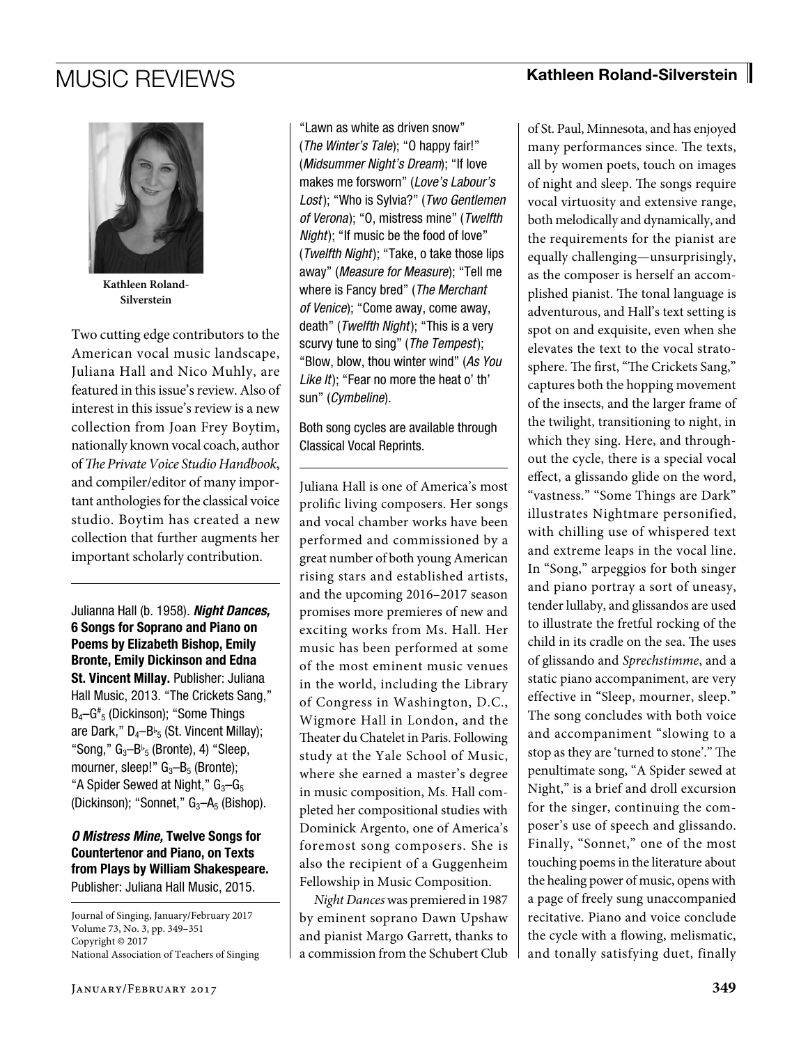# MUSIC REVIEWS

Kathleen Roland-Silverstein

Two cutting edge contributors to the American vocal music landscape, Juliana Hall and Nico Muhly, are featured in this issue's review. Also of interest in this issue's review is a new collection from Joan Frey Boytim, nationally known vocal coach, author of *The Private Voice Studio Handbook*, and compiler/editor of many important anthologies for the classical voice studio. Boytim has created a new collection that further augments her important scholarly contribution.

---

Julianna Hall (b. 1958). ***Night Dances,* 6 Songs for Soprano and Piano on Poems by Elizabeth Bishop, Emily Bronte, Emily Dickinson and Edna St. Vincent Millay.** Publisher: Juliana Hall Music, 2013. "The Crickets Sang," $B_4$–$G^{\#}_5$ (Dickinson); "Some Things are Dark," $D_4$–$B^{\flat}_5$ (St. Vincent Millay); "Song," $G_3$–$B^{\flat}_5$ (Bronte), 4) "Sleep, mourner, sleep!" $G_3$–$B_5$ (Bronte); "A Spider Sewed at Night," $G_3$–$G_5$ (Dickinson); "Sonnet," $G_3$–$A_5$ (Bishop).

***O Mistress Mine,* Twelve Songs for Countertenor and Piano, on Texts from Plays by William Shakespeare.** Publisher: Juliana Hall Music, 2015. "Lawn as white as driven snow" (*The Winter's Tale*); "O happy fair!" (*Midsummer Night's Dream*); "If love makes me forsworn" (*Love's Labour's Lost*); "Who is Sylvia?" (*Two Gentlemen of Verona*); "O, mistress mine" (*Twelfth Night*); "If music be the food of love" (*Twelfth Night*); "Take, o take those lips away" (*Measure for Measure*); "Tell me where is Fancy bred" (*The Merchant of Venice*); "Come away, come away, death" (*Twelfth Night*); "This is a very scurvy tune to sing" (*The Tempest*); "Blow, blow, thou winter wind" (*As You Like It*); "Fear no more the heat o' th' sun" (*Cymbeline*).

Both song cycles are available through Classical Vocal Reprints.

---

Juliana Hall is one of America's most prolific living composers. Her songs and vocal chamber works have been performed and commissioned by a great number of both young American rising stars and established artists, and the upcoming 2016–2017 season promises more premieres of new and exciting works from Ms. Hall. Her music has been performed at some of the most eminent music venues in the world, including the Library of Congress in Washington, D.C., Wigmore Hall in London, and the Theater du Chatelet in Paris. Following study at the Yale School of Music, where she earned a master's degree in music composition, Ms. Hall completed her compositional studies with Dominick Argento, one of America's foremost song composers. She is also the recipient of a Guggenheim Fellowship in Music Composition.

*Night Dances* was premiered in 1987 by eminent soprano Dawn Upshaw and pianist Margo Garrett, thanks to a commission from the Schubert Club of St. Paul, Minnesota, and has enjoyed many performances since. The texts, all by women poets, touch on images of night and sleep. The songs require vocal virtuosity and extensive range, both melodically and dynamically, and the requirements for the pianist are equally challenging—unsurprisingly, as the composer is herself an accomplished pianist. The tonal language is adventurous, and Hall's text setting is spot on and exquisite, even when she elevates the text to the vocal stratosphere. The first, "The Crickets Sang," captures both the hopping movement of the insects, and the larger frame of the twilight, transitioning to night, in which they sing. Here, and throughout the cycle, there is a special vocal effect, a glissando glide on the word, "vastness." "Some Things are Dark" illustrates Nightmare personified, with chilling use of whispered text and extreme leaps in the vocal line. In "Song," arpeggios for both singer and piano portray a sort of uneasy, tender lullaby, and glissandos are used to illustrate the fretful rocking of the child in its cradle on the sea. The uses of glissando and *Sprechstimme*, and a static piano accompaniment, are very effective in "Sleep, mourner, sleep." The song concludes with both voice and accompaniment "slowing to a stop as they are 'turned to stone'." The penultimate song, "A Spider sewed at Night," is a brief and droll excursion for the singer, continuing the composer's use of speech and glissando. Finally, "Sonnet," one of the most touching poems in the literature about the healing power of music, opens with a page of freely sung unaccompanied recitative. Piano and voice conclude the cycle with a flowing, melismatic, and tonally satisfying duet, finally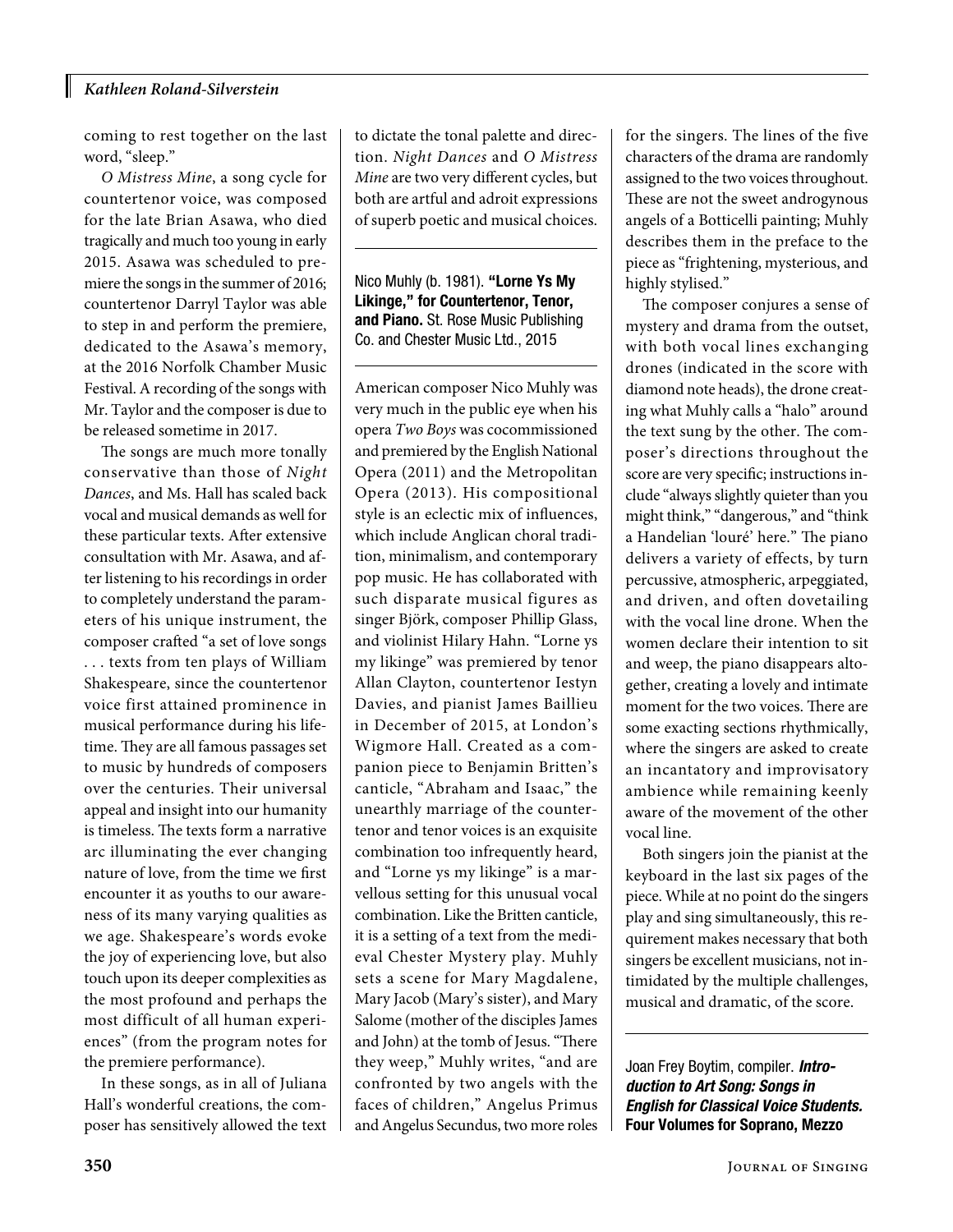coming to rest together on the last word, "sleep."

*O Mistress Mine*, a song cycle for countertenor voice, was composed for the late Brian Asawa, who died tragically and much too young in early 2015. Asawa was scheduled to premiere the songs in the summer of 2016; countertenor Darryl Taylor was able to step in and perform the premiere, dedicated to the Asawa's memory, at the 2016 Norfolk Chamber Music Festival. A recording of the songs with Mr. Taylor and the composer is due to be released sometime in 2017.

The songs are much more tonally conservative than those of *Night Dances*, and Ms. Hall has scaled back vocal and musical demands as well for these particular texts. After extensive consultation with Mr. Asawa, and after listening to his recordings in order to completely understand the parameters of his unique instrument, the composer crafted "a set of love songs . . . texts from ten plays of William Shakespeare, since the countertenor voice first attained prominence in musical performance during his lifetime. They are all famous passages set to music by hundreds of composers over the centuries. Their universal appeal and insight into our humanity is timeless. The texts form a narrative arc illuminating the ever changing nature of love, from the time we first encounter it as youths to our awareness of its many varying qualities as we age. Shakespeare's words evoke the joy of experiencing love, but also touch upon its deeper complexities as the most profound and perhaps the most difficult of all human experiences" (from the program notes for the premiere performance).

In these songs, as in all of Juliana Hall's wonderful creations, the composer has sensitively allowed the text to dictate the tonal palette and direction. *Night Dances* and *O Mistress Mine* are two very different cycles, but both are artful and adroit expressions of superb poetic and musical choices.

---

Nico Muhly (b. 1981). **"Lorne Ys My Likinge," for Countertenor, Tenor, and Piano.** St. Rose Music Publishing Co. and Chester Music Ltd., 2015

---

American composer Nico Muhly was very much in the public eye when his opera *Two Boys* was cocommissioned and premiered by the English National Opera (2011) and the Metropolitan Opera (2013). His compositional style is an eclectic mix of influences, which include Anglican choral tradition, minimalism, and contemporary pop music. He has collaborated with such disparate musical figures as singer Björk, composer Phillip Glass, and violinist Hilary Hahn. "Lorne ys my likinge" was premiered by tenor Allan Clayton, countertenor Iestyn Davies, and pianist James Baillieu in December of 2015, at London's Wigmore Hall. Created as a companion piece to Benjamin Britten's canticle, "Abraham and Isaac," the unearthly marriage of the countertenor and tenor voices is an exquisite combination too infrequently heard, and "Lorne ys my likinge" is a marvellous setting for this unusual vocal combination. Like the Britten canticle, it is a setting of a text from the medieval Chester Mystery play. Muhly sets a scene for Mary Magdalene, Mary Jacob (Mary's sister), and Mary Salome (mother of the disciples James and John) at the tomb of Jesus. "There they weep," Muhly writes, "and are confronted by two angels with the faces of children," Angelus Primus and Angelus Secundus, two more roles for the singers. The lines of the five characters of the drama are randomly assigned to the two voices throughout. These are not the sweet androgynous angels of a Botticelli painting; Muhly describes them in the preface to the piece as "frightening, mysterious, and highly stylised."

The composer conjures a sense of mystery and drama from the outset, with both vocal lines exchanging drones (indicated in the score with diamond note heads), the drone creating what Muhly calls a "halo" around the text sung by the other. The composer's directions throughout the score are very specific; instructions include "always slightly quieter than you might think," "dangerous," and "think a Handelian 'louré' here." The piano delivers a variety of effects, by turn percussive, atmospheric, arpeggiated, and driven, and often dovetailing with the vocal line drone. When the women declare their intention to sit and weep, the piano disappears altogether, creating a lovely and intimate moment for the two voices. There are some exacting sections rhythmically, where the singers are asked to create an incantatory and improvisatory ambience while remaining keenly aware of the movement of the other vocal line.

Both singers join the pianist at the keyboard in the last six pages of the piece. While at no point do the singers play and sing simultaneously, this requirement makes necessary that both singers be excellent musicians, not intimidated by the multiple challenges, musical and dramatic, of the score.

---

Joan Frey Boytim, compiler. ***Introduction to Art Song: Songs in English for Classical Voice Students.*** **Four Volumes for Soprano, Mezzo**